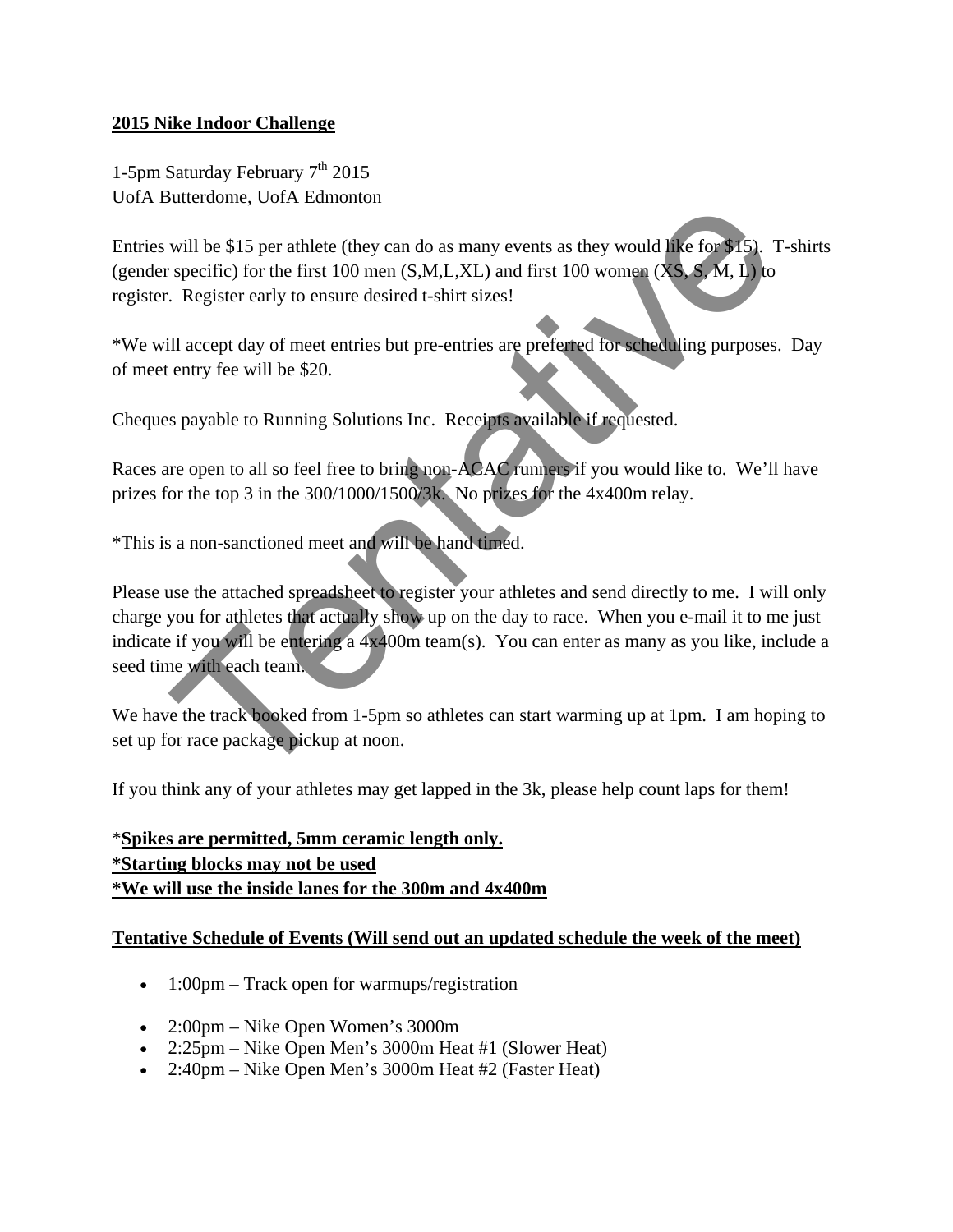**2015 Nike Indoor Challenge**

1-5pm Saturday February 7th 2015
UofA Butterdome, UofA Edmonton

Entries will be $15 per athlete (they can do as many events as they would like for $15). T-shirts (gender specific) for the first 100 men (S,M,L,XL) and first 100 women (XS, S, M, L) to register. Register early to ensure desired t-shirt sizes!

*We will accept day of meet entries but pre-entries are preferred for scheduling purposes. Day of meet entry fee will be $20.

Cheques payable to Running Solutions Inc. Receipts available if requested.

Races are open to all so feel free to bring non-ACAC runners if you would like to. We'll have prizes for the top 3 in the 300/1000/1500/3k. No prizes for the 4x400m relay.

*This is a non-sanctioned meet and will be hand timed.

Please use the attached spreadsheet to register your athletes and send directly to me. I will only charge you for athletes that actually show up on the day to race. When you e-mail it to me just indicate if you will be entering a 4x400m team(s). You can enter as many as you like, include a seed time with each team.

We have the track booked from 1-5pm so athletes can start warming up at 1pm. I am hoping to set up for race package pickup at noon.

If you think any of your athletes may get lapped in the 3k, please help count laps for them!

*__Spikes are permitted, 5mm ceramic length only.__
__*Starting blocks may not be used__
__*We will use the inside lanes for the 300m and 4x400m__

__Tentative Schedule of Events (Will send out an updated schedule the week of the meet)__

- 1:00pm – Track open for warmups/registration

- 2:00pm – Nike Open Women's 3000m
- 2:25pm – Nike Open Men's 3000m Heat #1 (Slower Heat)
- 2:40pm – Nike Open Men's 3000m Heat #2 (Faster Heat)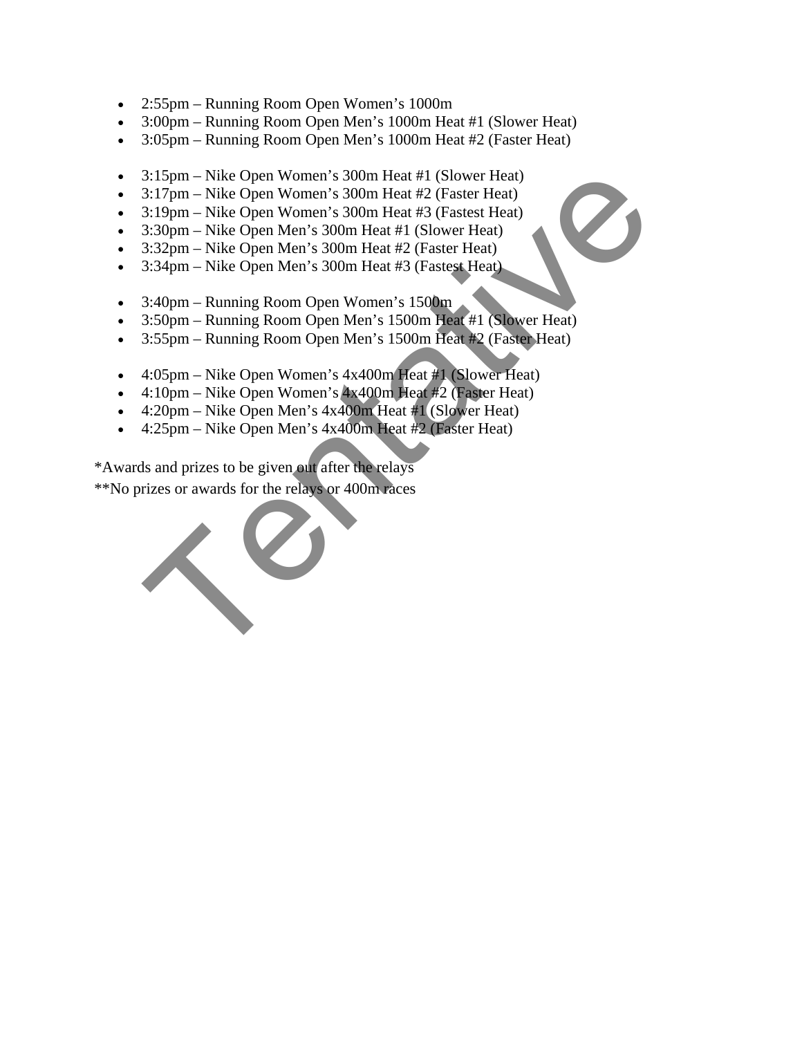- 2:55pm – Running Room Open Women's 1000m
- 3:00pm – Running Room Open Men's 1000m Heat #1 (Slower Heat)
- 3:05pm – Running Room Open Men's 1000m Heat #2 (Faster Heat)

- 3:15pm – Nike Open Women's 300m Heat #1 (Slower Heat)
- 3:17pm – Nike Open Women's 300m Heat #2 (Faster Heat)
- 3:19pm – Nike Open Women's 300m Heat #3 (Fastest Heat)
- 3:30pm – Nike Open Men's 300m Heat #1 (Slower Heat)
- 3:32pm – Nike Open Men's 300m Heat #2 (Faster Heat)
- 3:34pm – Nike Open Men's 300m Heat #3 (Fastest Heat)

- 3:40pm – Running Room Open Women's 1500m
- 3:50pm – Running Room Open Men's 1500m Heat #1 (Slower Heat)
- 3:55pm – Running Room Open Men's 1500m Heat #2 (Faster Heat)

- 4:05pm – Nike Open Women's 4x400m Heat #1 (Slower Heat)
- 4:10pm – Nike Open Women's 4x400m Heat #2 (Faster Heat)
- 4:20pm – Nike Open Men's 4x400m Heat #1 (Slower Heat)
- 4:25pm – Nike Open Men's 4x400m Heat #2 (Faster Heat)

*Awards and prizes to be given out after the relays

**No prizes or awards for the relays or 400m races

Tentative